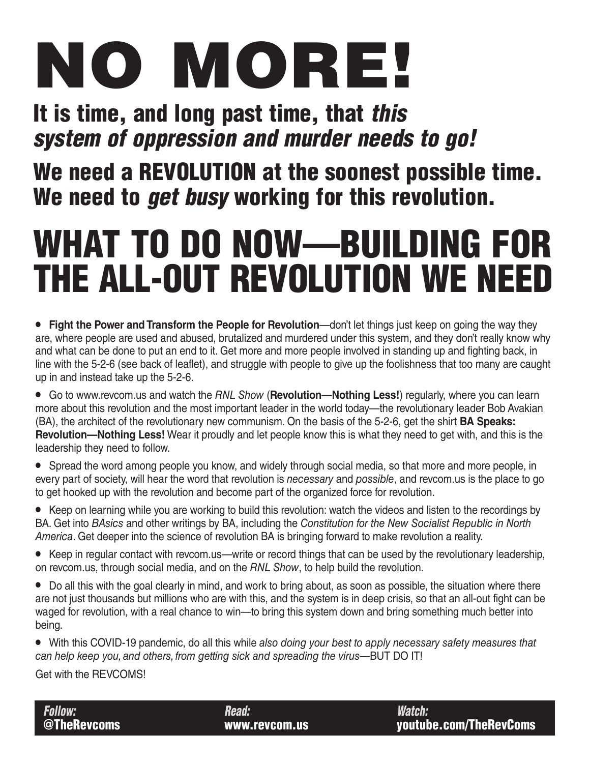# NO MORE!

## It is time, and long past time, that *this system of oppression and murder needs to go!*

## We need a REVOLUTION at the soonest possible time. We need to *get busy* working for this revolution.

# WHAT TO DO NOW—BUILDING FOR THE ALL-OUT REVOLUTION WE NEED

- **Fight the Power and Transform the People for Revolution**—don't let things just keep on going the way they are, where people are used and abused, brutalized and murdered under this system, and they don't really know why and what can be done to put an end to it. Get more and more people involved in standing up and fighting back, in line with the 5-2-6 (see back of leaflet), and struggle with people to give up the foolishness that too many are caught up in and instead take up the 5-2-6.

- Go to www.revcom.us and watch the *RNL Show* (**Revolution—Nothing Less!**) regularly, where you can learn more about this revolution and the most important leader in the world today—the revolutionary leader Bob Avakian (BA), the architect of the revolutionary new communism. On the basis of the 5-2-6, get the shirt **BA Speaks: Revolution—Nothing Less!** Wear it proudly and let people know this is what they need to get with, and this is the leadership they need to follow.

- Spread the word among people you know, and widely through social media, so that more and more people, in every part of society, will hear the word that revolution is *necessary* and *possible*, and revcom.us is the place to go to get hooked up with the revolution and become part of the organized force for revolution.

- Keep on learning while you are working to build this revolution: watch the videos and listen to the recordings by BA. Get into *BAsics* and other writings by BA, including the *Constitution for the New Socialist Republic in North America*. Get deeper into the science of revolution BA is bringing forward to make revolution a reality.

- Keep in regular contact with revcom.us—write or record things that can be used by the revolutionary leadership, on revcom.us, through social media, and on the *RNL Show*, to help build the revolution.

- Do all this with the goal clearly in mind, and work to bring about, as soon as possible, the situation where there are not just thousands but millions who are with this, and the system is in deep crisis, so that an all-out fight can be waged for revolution, with a real chance to win—to bring this system down and bring something much better into being.

- With this COVID-19 pandemic, do all this while *also doing your best to apply necessary safety measures that can help keep you, and others, from getting sick and spreading the virus*—BUT DO IT!

Get with the REVCOMS!

| ***Follow:*** | ***Read:*** | ***Watch:*** |
| --- | --- | --- |
| **@TheRevcoms** | **www.revcom.us** | **youtube.com/TheRevComs** |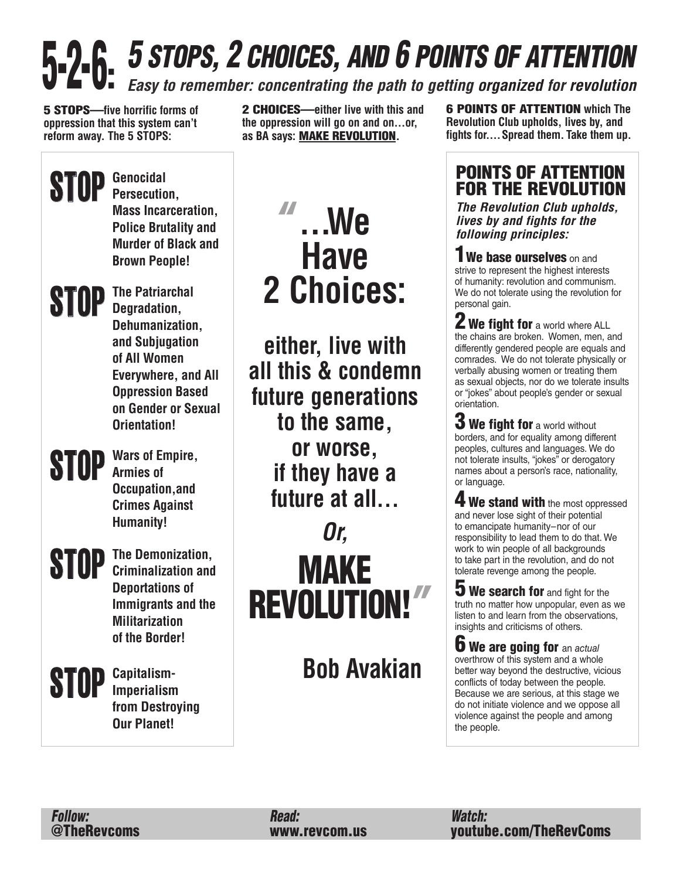# 5-2-6: *5 STOPS, 2 CHOICES, AND 6 POINTS OF ATTENTION*

***Easy to remember: concentrating the path to getting organized for revolution***

**5 STOPS—five horrific forms of oppression that this system can't reform away. The 5 STOPS:**

**STOP** **Genocidal Persecution, Mass Incarceration, Police Brutality and Murder of Black and Brown People!**

**STOP** **The Patriarchal Degradation, Dehumanization, and Subjugation of All Women Everywhere, and All Oppression Based on Gender or Sexual Orientation!**

**STOP** **Wars of Empire, Armies of Occupation, and Crimes Against Humanity!**

**STOP** **The Demonization, Criminalization and Deportations of Immigrants and the Militarization of the Border!**

**STOP** **Capitalism-Imperialism from Destroying Our Planet!**

**2 CHOICES—either live with this and the oppression will go on and on…or, as BA says: MAKE REVOLUTION.**

## "…We Have 2 Choices:

**either, live with all this & condemn future generations to the same, or worse, if they have a future at all…**

***Or,***

## MAKE REVOLUTION!"

**Bob Avakian**

**6 POINTS OF ATTENTION which The Revolution Club upholds, lives by, and fights for.… Spread them. Take them up.**

## POINTS OF ATTENTION FOR THE REVOLUTION

***The Revolution Club upholds, lives by and fights for the following principles:***

**1 We base ourselves** on and strive to represent the highest interests of humanity: revolution and communism. We do not tolerate using the revolution for personal gain.

**2 We fight for** a world where ALL the chains are broken. Women, men, and differently gendered people are equals and comrades. We do not tolerate physically or verbally abusing women or treating them as sexual objects, nor do we tolerate insults or "jokes" about people's gender or sexual orientation.

**3 We fight for** a world without borders, and for equality among different peoples, cultures and languages. We do not tolerate insults, "jokes" or derogatory names about a person's race, nationality, or language.

**4 We stand with** the most oppressed and never lose sight of their potential to emancipate humanity–nor of our responsibility to lead them to do that. We work to win people of all backgrounds to take part in the revolution, and do not tolerate revenge among the people.

**5 We search for** and fight for the truth no matter how unpopular, even as we listen to and learn from the observations, insights and criticisms of others.

**6 We are going for** an *actual* overthrow of this system and a whole better way beyond the destructive, vicious conflicts of today between the people. Because we are serious, at this stage we do not initiate violence and we oppose all violence against the people and among the people.

***Follow:*** **@TheRevcoms** ***Read:*** **www.revcom.us** ***Watch:*** **youtube.com/TheRevComs**